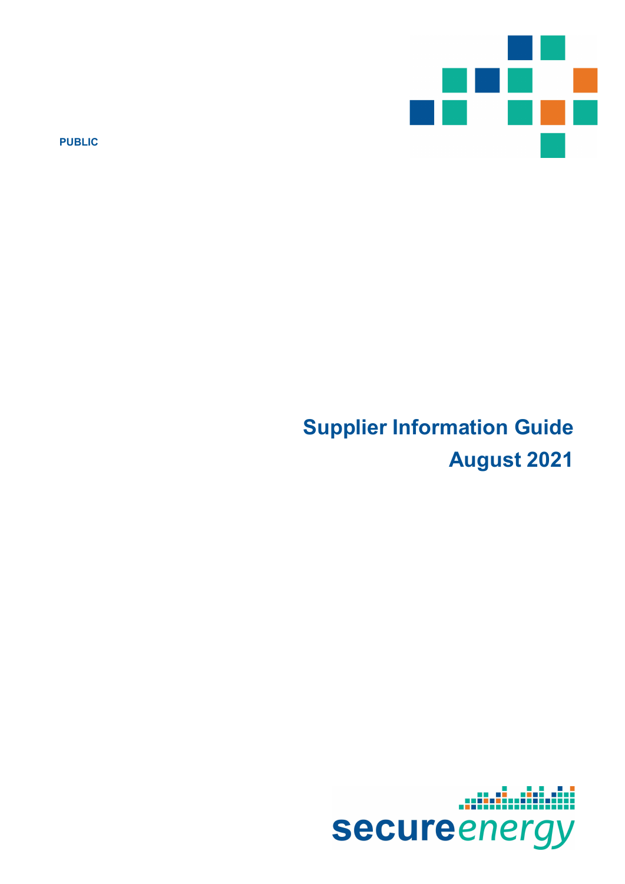PUBLIC

# Supplier Information Guide

## August 2021

secureenergy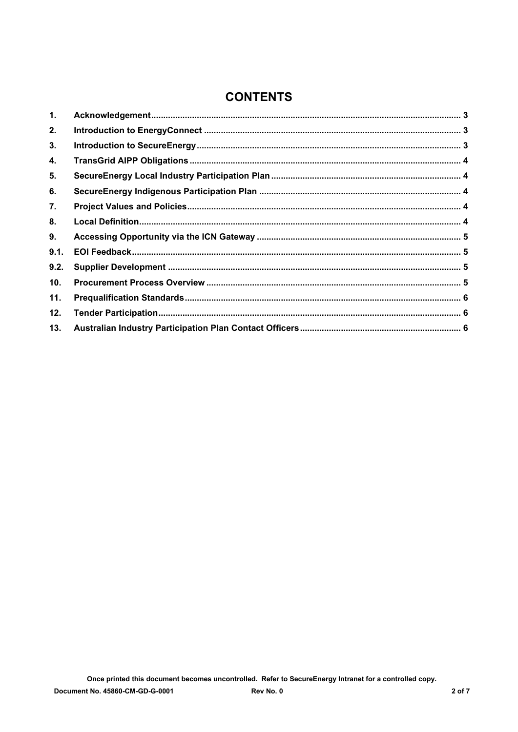# CONTENTS

| | | |
|---|---|---|
| 1. | Acknowledgement | 3 |
| 2. | Introduction to EnergyConnect | 3 |
| 3. | Introduction to SecureEnergy | 3 |
| 4. | TransGrid AIPP Obligations | 4 |
| 5. | SecureEnergy Local Industry Participation Plan | 4 |
| 6. | SecureEnergy Indigenous Participation Plan | 4 |
| 7. | Project Values and Policies | 4 |
| 8. | Local Definition | 4 |
| 9. | Accessing Opportunity via the ICN Gateway | 5 |
| 9.1. | EOI Feedback | 5 |
| 9.2. | Supplier Development | 5 |
| 10. | Procurement Process Overview | 5 |
| 11. | Prequalification Standards | 6 |
| 12. | Tender Participation | 6 |
| 13. | Australian Industry Participation Plan Contact Officers | 6 |

Once printed this document becomes uncontrolled. Refer to SecureEnergy Intranet for a controlled copy.

Document No. 45860-CM-GD-G-0001 Rev No. 0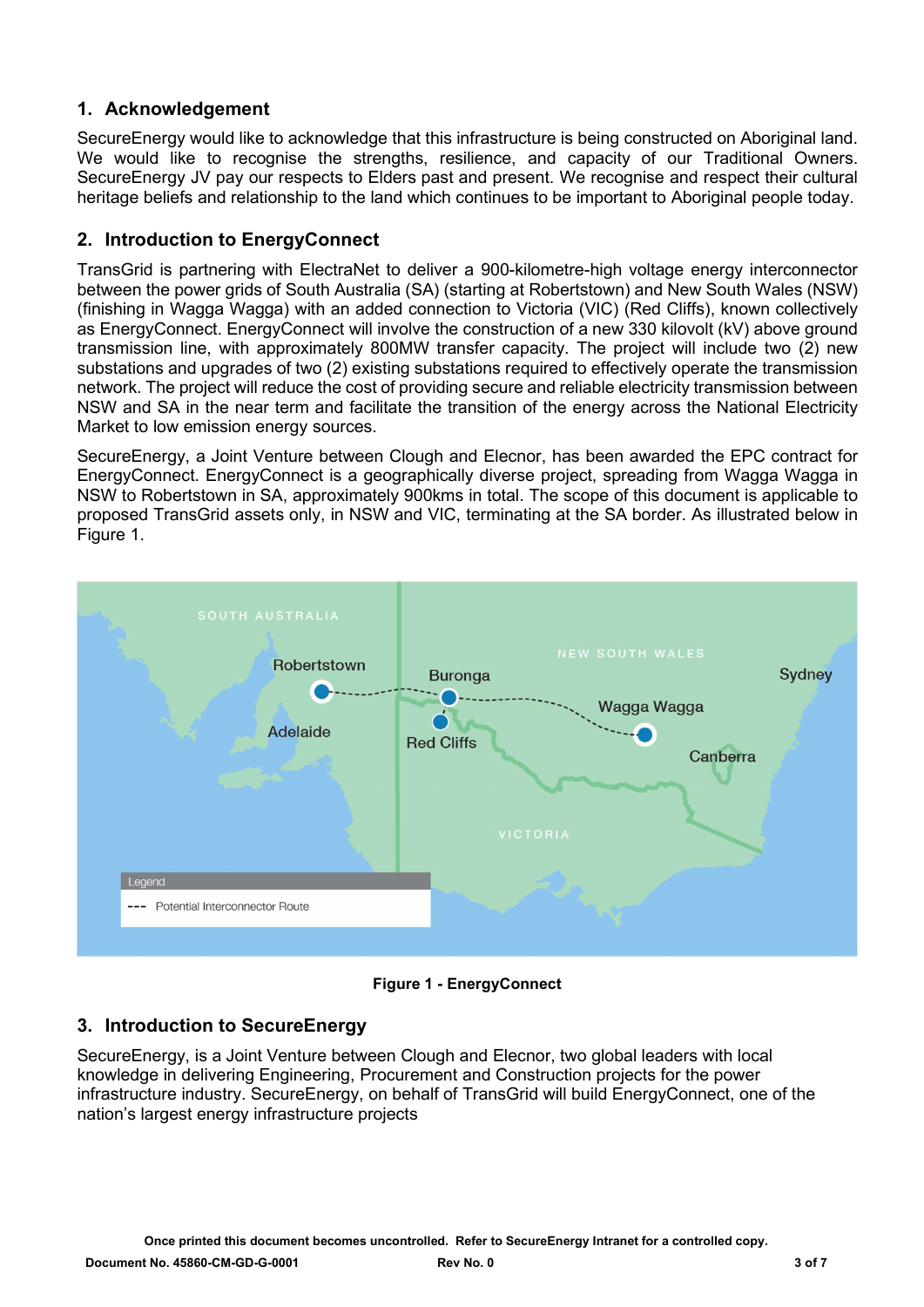## 1. Acknowledgement

SecureEnergy would like to acknowledge that this infrastructure is being constructed on Aboriginal land. We would like to recognise the strengths, resilience, and capacity of our Traditional Owners. SecureEnergy JV pay our respects to Elders past and present. We recognise and respect their cultural heritage beliefs and relationship to the land which continues to be important to Aboriginal people today.

## 2. Introduction to EnergyConnect

TransGrid is partnering with ElectraNet to deliver a 900-kilometre-high voltage energy interconnector between the power grids of South Australia (SA) (starting at Robertstown) and New South Wales (NSW) (finishing in Wagga Wagga) with an added connection to Victoria (VIC) (Red Cliffs), known collectively as EnergyConnect. EnergyConnect will involve the construction of a new 330 kilovolt (kV) above ground transmission line, with approximately 800MW transfer capacity. The project will include two (2) new substations and upgrades of two (2) existing substations required to effectively operate the transmission network. The project will reduce the cost of providing secure and reliable electricity transmission between NSW and SA in the near term and facilitate the transition of the energy across the National Electricity Market to low emission energy sources.

SecureEnergy, a Joint Venture between Clough and Elecnor, has been awarded the EPC contract for EnergyConnect. EnergyConnect is a geographically diverse project, spreading from Wagga Wagga in NSW to Robertstown in SA, approximately 900kms in total. The scope of this document is applicable to proposed TransGrid assets only, in NSW and VIC, terminating at the SA border. As illustrated below in Figure 1.

**Figure 1 - EnergyConnect**

## 3. Introduction to SecureEnergy

SecureEnergy, is a Joint Venture between Clough and Elecnor, two global leaders with local knowledge in delivering Engineering, Procurement and Construction projects for the power infrastructure industry. SecureEnergy, on behalf of TransGrid will build EnergyConnect, one of the nation's largest energy infrastructure projects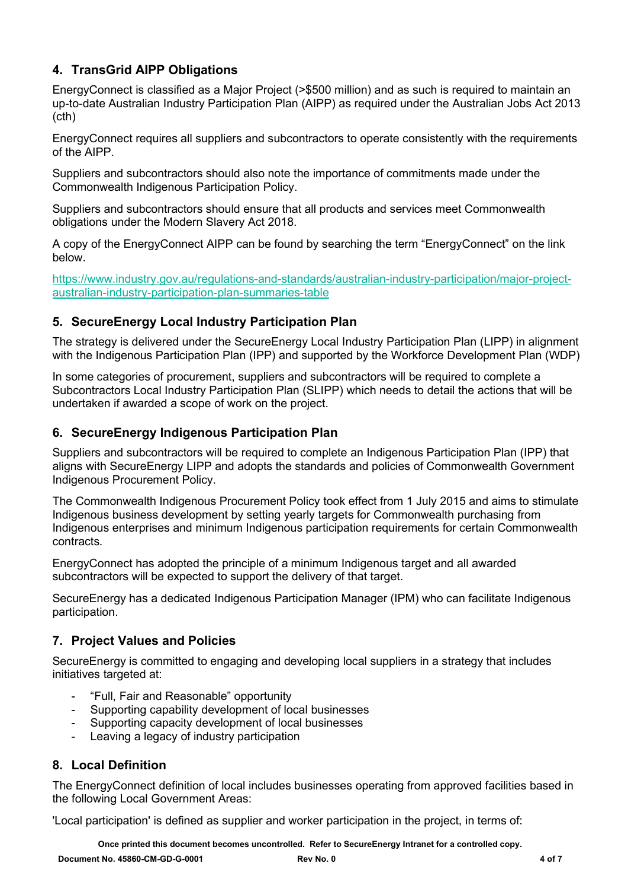## 4. TransGrid AIPP Obligations

EnergyConnect is classified as a Major Project (>$500 million) and as such is required to maintain an up-to-date Australian Industry Participation Plan (AIPP) as required under the Australian Jobs Act 2013 (cth)

EnergyConnect requires all suppliers and subcontractors to operate consistently with the requirements of the AIPP.

Suppliers and subcontractors should also note the importance of commitments made under the Commonwealth Indigenous Participation Policy.

Suppliers and subcontractors should ensure that all products and services meet Commonwealth obligations under the Modern Slavery Act 2018.

A copy of the EnergyConnect AIPP can be found by searching the term "EnergyConnect" on the link below.

https://www.industry.gov.au/regulations-and-standards/australian-industry-participation/major-project-australian-industry-participation-plan-summaries-table

## 5. SecureEnergy Local Industry Participation Plan

The strategy is delivered under the SecureEnergy Local Industry Participation Plan (LIPP) in alignment with the Indigenous Participation Plan (IPP) and supported by the Workforce Development Plan (WDP)

In some categories of procurement, suppliers and subcontractors will be required to complete a Subcontractors Local Industry Participation Plan (SLIPP) which needs to detail the actions that will be undertaken if awarded a scope of work on the project.

## 6. SecureEnergy Indigenous Participation Plan

Suppliers and subcontractors will be required to complete an Indigenous Participation Plan (IPP) that aligns with SecureEnergy LIPP and adopts the standards and policies of Commonwealth Government Indigenous Procurement Policy.

The Commonwealth Indigenous Procurement Policy took effect from 1 July 2015 and aims to stimulate Indigenous business development by setting yearly targets for Commonwealth purchasing from Indigenous enterprises and minimum Indigenous participation requirements for certain Commonwealth contracts.

EnergyConnect has adopted the principle of a minimum Indigenous target and all awarded subcontractors will be expected to support the delivery of that target.

SecureEnergy has a dedicated Indigenous Participation Manager (IPM) who can facilitate Indigenous participation.

## 7. Project Values and Policies

SecureEnergy is committed to engaging and developing local suppliers in a strategy that includes initiatives targeted at:

- "Full, Fair and Reasonable" opportunity
- Supporting capability development of local businesses
- Supporting capacity development of local businesses
- Leaving a legacy of industry participation

## 8. Local Definition

The EnergyConnect definition of local includes businesses operating from approved facilities based in the following Local Government Areas:

'Local participation' is defined as supplier and worker participation in the project, in terms of: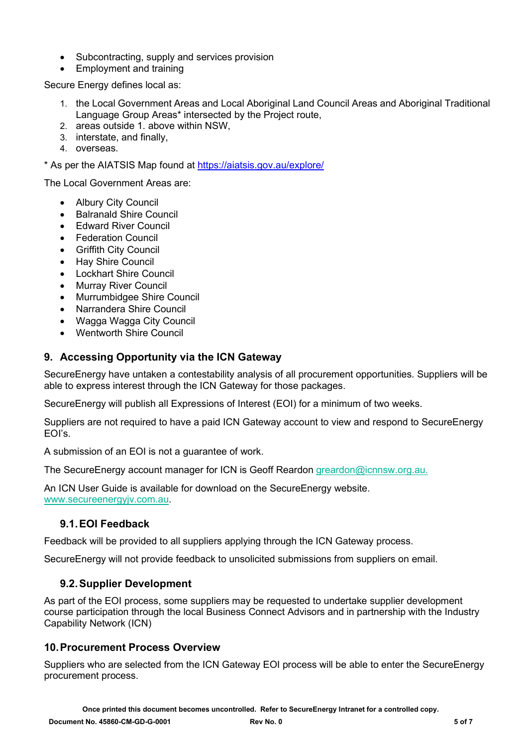- Subcontracting, supply and services provision
- Employment and training

Secure Energy defines local as:

1. the Local Government Areas and Local Aboriginal Land Council Areas and Aboriginal Traditional Language Group Areas* intersected by the Project route,
2. areas outside 1. above within NSW,
3. interstate, and finally,
4. overseas.

* As per the AIATSIS Map found at https://aiatsis.gov.au/explore/

The Local Government Areas are:

- Albury City Council
- Balranald Shire Council
- Edward River Council
- Federation Council
- Griffith City Council
- Hay Shire Council
- Lockhart Shire Council
- Murray River Council
- Murrumbidgee Shire Council
- Narrandera Shire Council
- Wagga Wagga City Council
- Wentworth Shire Council

## 9. Accessing Opportunity via the ICN Gateway

SecureEnergy have untaken a contestability analysis of all procurement opportunities. Suppliers will be able to express interest through the ICN Gateway for those packages.

SecureEnergy will publish all Expressions of Interest (EOI) for a minimum of two weeks.

Suppliers are not required to have a paid ICN Gateway account to view and respond to SecureEnergy EOI's.

A submission of an EOI is not a guarantee of work.

The SecureEnergy account manager for ICN is Geoff Reardon greardon@icnnsw.org.au.

An ICN User Guide is available for download on the SecureEnergy website. www.secureenergyjv.com.au.

### 9.1. EOI Feedback

Feedback will be provided to all suppliers applying through the ICN Gateway process.

SecureEnergy will not provide feedback to unsolicited submissions from suppliers on email.

### 9.2. Supplier Development

As part of the EOI process, some suppliers may be requested to undertake supplier development course participation through the local Business Connect Advisors and in partnership with the Industry Capability Network (ICN)

## 10. Procurement Process Overview

Suppliers who are selected from the ICN Gateway EOI process will be able to enter the SecureEnergy procurement process.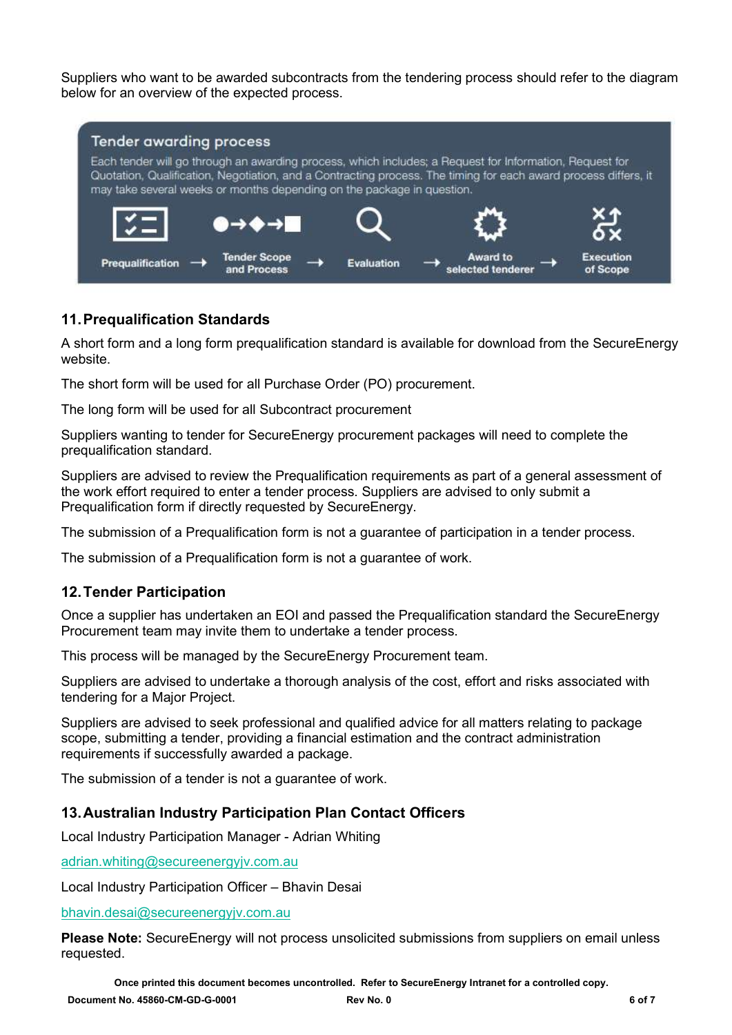Suppliers who want to be awarded subcontracts from the tendering process should refer to the diagram below for an overview of the expected process.

**Tender awarding process**

Each tender will go through an awarding process, which includes; a Request for Information, Request for Quotation, Qualification, Negotiation, and a Contracting process. The timing for each award process differs, it may take several weeks or months depending on the package in question.

Prequalification → Tender Scope and Process → Evaluation → Award to selected tenderer → Execution of Scope

## 11. Prequalification Standards

A short form and a long form prequalification standard is available for download from the SecureEnergy website.

The short form will be used for all Purchase Order (PO) procurement.

The long form will be used for all Subcontract procurement

Suppliers wanting to tender for SecureEnergy procurement packages will need to complete the prequalification standard.

Suppliers are advised to review the Prequalification requirements as part of a general assessment of the work effort required to enter a tender process. Suppliers are advised to only submit a Prequalification form if directly requested by SecureEnergy.

The submission of a Prequalification form is not a guarantee of participation in a tender process.

The submission of a Prequalification form is not a guarantee of work.

## 12. Tender Participation

Once a supplier has undertaken an EOI and passed the Prequalification standard the SecureEnergy Procurement team may invite them to undertake a tender process.

This process will be managed by the SecureEnergy Procurement team.

Suppliers are advised to undertake a thorough analysis of the cost, effort and risks associated with tendering for a Major Project.

Suppliers are advised to seek professional and qualified advice for all matters relating to package scope, submitting a tender, providing a financial estimation and the contract administration requirements if successfully awarded a package.

The submission of a tender is not a guarantee of work.

## 13. Australian Industry Participation Plan Contact Officers

Local Industry Participation Manager - Adrian Whiting

adrian.whiting@secureenergyjv.com.au

Local Industry Participation Officer – Bhavin Desai

bhavin.desai@secureenergyjv.com.au

**Please Note:** SecureEnergy will not process unsolicited submissions from suppliers on email unless requested.